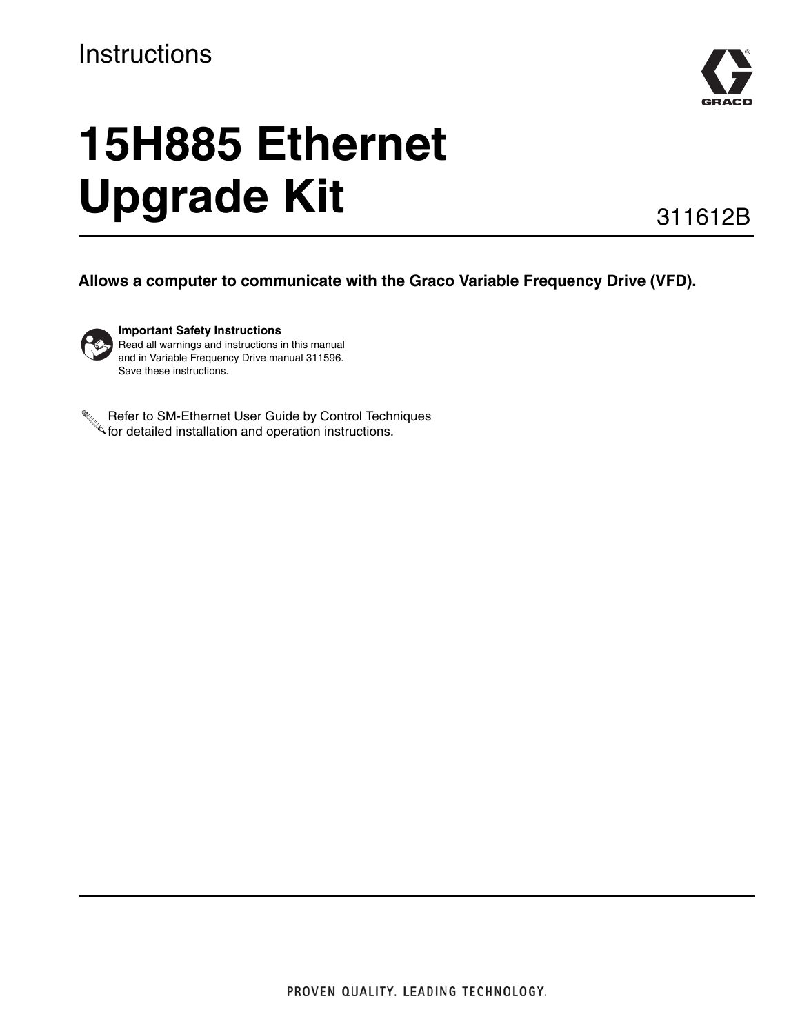Instructions

# 15H885 Ethernet Upgrade Kit

311612B

**Allows a computer to communicate with the Graco Variable Frequency Drive (VFD).**

**Important Safety Instructions**
Read all warnings and instructions in this manual and in Variable Frequency Drive manual 311596.
Save these instructions.

Refer to SM-Ethernet User Guide by Control Techniques for detailed installation and operation instructions.

PROVEN QUALITY. LEADING TECHNOLOGY.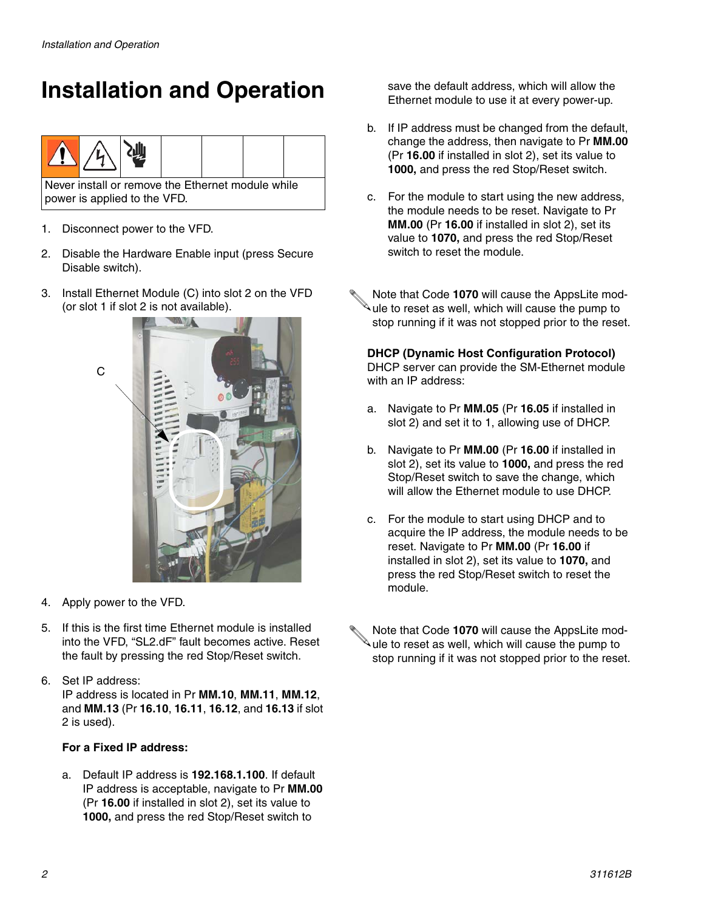# Installation and Operation

Never install or remove the Ethernet module while power is applied to the VFD.

1. Disconnect power to the VFD.
2. Disable the Hardware Enable input (press Secure Disable switch).
3. Install Ethernet Module (C) into slot 2 on the VFD (or slot 1 if slot 2 is not available).
4. Apply power to the VFD.
5. If this is the first time Ethernet module is installed into the VFD, "SL2.dF" fault becomes active. Reset the fault by pressing the red Stop/Reset switch.
6. Set IP address:
   IP address is located in Pr **MM.10**, **MM.11**, **MM.12**, and **MM.13** (Pr **16.10**, **16.11**, **16.12**, and **16.13** if slot 2 is used).

   **For a Fixed IP address:**

   a. Default IP address is **192.168.1.100**. If default IP address is acceptable, navigate to Pr **MM.00** (Pr **16.00** if installed in slot 2), set its value to **1000,** and press the red Stop/Reset switch to save the default address, which will allow the Ethernet module to use it at every power-up.

   b. If IP address must be changed from the default, change the address, then navigate to Pr **MM.00** (Pr **16.00** if installed in slot 2), set its value to **1000,** and press the red Stop/Reset switch.

   c. For the module to start using the new address, the module needs to be reset. Navigate to Pr **MM.00** (Pr **16.00** if installed in slot 2), set its value to **1070,** and press the red Stop/Reset switch to reset the module.

   Note that Code **1070** will cause the AppsLite module to reset as well, which will cause the pump to stop running if it was not stopped prior to the reset.

   **DHCP (Dynamic Host Configuration Protocol)**
   DHCP server can provide the SM-Ethernet module with an IP address:

   a. Navigate to Pr **MM.05** (Pr **16.05** if installed in slot 2) and set it to 1, allowing use of DHCP.

   b. Navigate to Pr **MM.00** (Pr **16.00** if installed in slot 2), set its value to **1000,** and press the red Stop/Reset switch to save the change, which will allow the Ethernet module to use DHCP.

   c. For the module to start using DHCP and to acquire the IP address, the module needs to be reset. Navigate to Pr **MM.00** (Pr **16.00** if installed in slot 2), set its value to **1070,** and press the red Stop/Reset switch to reset the module.

   Note that Code **1070** will cause the AppsLite module to reset as well, which will cause the pump to stop running if it was not stopped prior to the reset.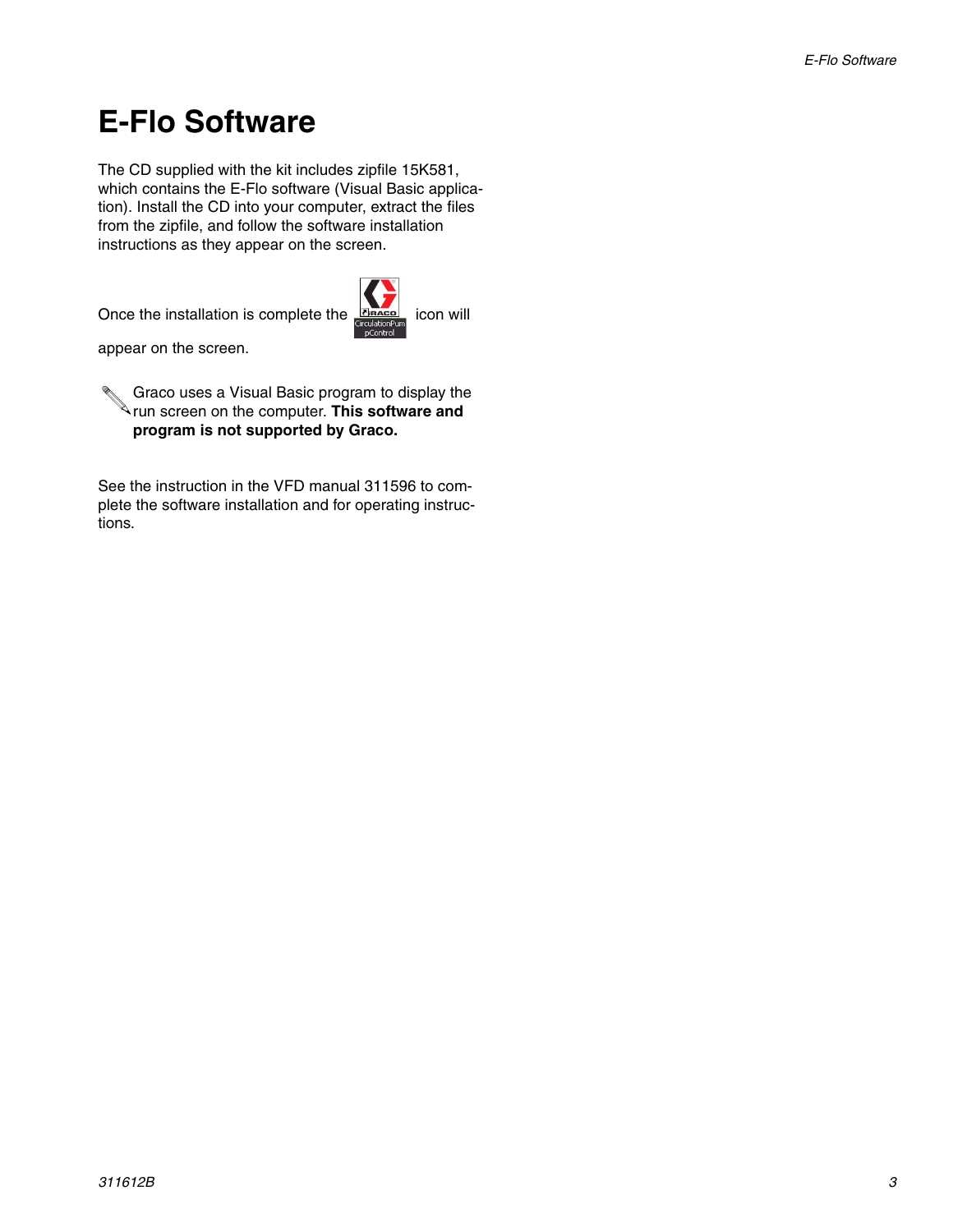# E-Flo Software

The CD supplied with the kit includes zipfile 15K581, which contains the E-Flo software (Visual Basic application). Install the CD into your computer, extract the files from the zipfile, and follow the software installation instructions as they appear on the screen.

Once the installation is complete the CirculationPumpControl icon will appear on the screen.

Graco uses a Visual Basic program to display the run screen on the computer. **This software and program is not supported by Graco.**

See the instruction in the VFD manual 311596 to complete the software installation and for operating instructions.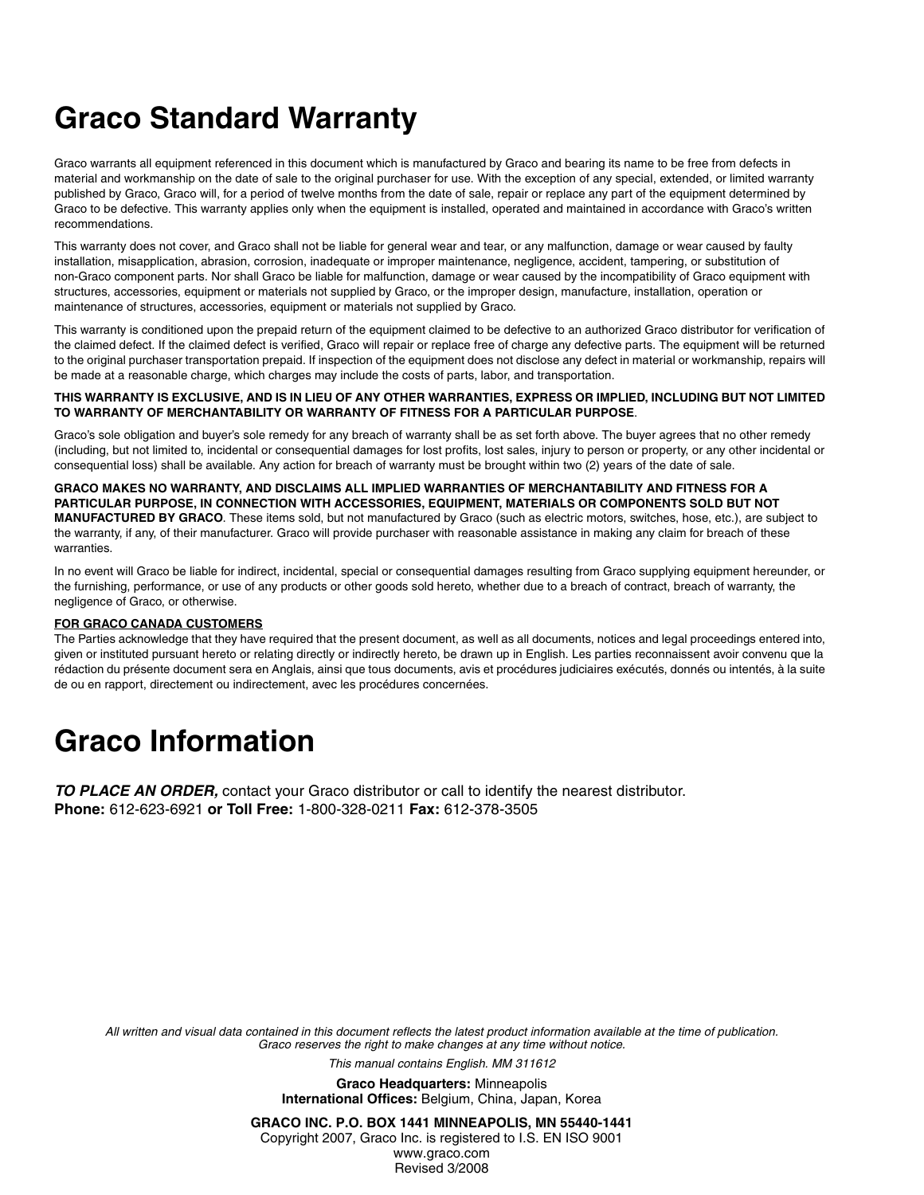# Graco Standard Warranty

Graco warrants all equipment referenced in this document which is manufactured by Graco and bearing its name to be free from defects in material and workmanship on the date of sale to the original purchaser for use. With the exception of any special, extended, or limited warranty published by Graco, Graco will, for a period of twelve months from the date of sale, repair or replace any part of the equipment determined by Graco to be defective. This warranty applies only when the equipment is installed, operated and maintained in accordance with Graco's written recommendations.

This warranty does not cover, and Graco shall not be liable for general wear and tear, or any malfunction, damage or wear caused by faulty installation, misapplication, abrasion, corrosion, inadequate or improper maintenance, negligence, accident, tampering, or substitution of non-Graco component parts. Nor shall Graco be liable for malfunction, damage or wear caused by the incompatibility of Graco equipment with structures, accessories, equipment or materials not supplied by Graco, or the improper design, manufacture, installation, operation or maintenance of structures, accessories, equipment or materials not supplied by Graco.

This warranty is conditioned upon the prepaid return of the equipment claimed to be defective to an authorized Graco distributor for verification of the claimed defect. If the claimed defect is verified, Graco will repair or replace free of charge any defective parts. The equipment will be returned to the original purchaser transportation prepaid. If inspection of the equipment does not disclose any defect in material or workmanship, repairs will be made at a reasonable charge, which charges may include the costs of parts, labor, and transportation.

**THIS WARRANTY IS EXCLUSIVE, AND IS IN LIEU OF ANY OTHER WARRANTIES, EXPRESS OR IMPLIED, INCLUDING BUT NOT LIMITED TO WARRANTY OF MERCHANTABILITY OR WARRANTY OF FITNESS FOR A PARTICULAR PURPOSE**.

Graco's sole obligation and buyer's sole remedy for any breach of warranty shall be as set forth above. The buyer agrees that no other remedy (including, but not limited to, incidental or consequential damages for lost profits, lost sales, injury to person or property, or any other incidental or consequential loss) shall be available. Any action for breach of warranty must be brought within two (2) years of the date of sale.

**GRACO MAKES NO WARRANTY, AND DISCLAIMS ALL IMPLIED WARRANTIES OF MERCHANTABILITY AND FITNESS FOR A PARTICULAR PURPOSE, IN CONNECTION WITH ACCESSORIES, EQUIPMENT, MATERIALS OR COMPONENTS SOLD BUT NOT MANUFACTURED BY GRACO**. These items sold, but not manufactured by Graco (such as electric motors, switches, hose, etc.), are subject to the warranty, if any, of their manufacturer. Graco will provide purchaser with reasonable assistance in making any claim for breach of these warranties.

In no event will Graco be liable for indirect, incidental, special or consequential damages resulting from Graco supplying equipment hereunder, or the furnishing, performance, or use of any products or other goods sold hereto, whether due to a breach of contract, breach of warranty, the negligence of Graco, or otherwise.

**FOR GRACO CANADA CUSTOMERS**

The Parties acknowledge that they have required that the present document, as well as all documents, notices and legal proceedings entered into, given or instituted pursuant hereto or relating directly or indirectly hereto, be drawn up in English. Les parties reconnaissent avoir convenu que la rédaction du présente document sera en Anglais, ainsi que tous documents, avis et procédures judiciaires exécutés, donnés ou intentés, à la suite de ou en rapport, directement ou indirectement, avec les procédures concernées.

# Graco Information

***TO PLACE AN ORDER,*** contact your Graco distributor or call to identify the nearest distributor.
**Phone:** 612-623-6921 **or Toll Free:** 1-800-328-0211 **Fax:** 612-378-3505

*All written and visual data contained in this document reflects the latest product information available at the time of publication. Graco reserves the right to make changes at any time without notice.*

*This manual contains English. MM 311612*

**Graco Headquarters:** Minneapolis
**International Offices:** Belgium, China, Japan, Korea

**GRACO INC. P.O. BOX 1441 MINNEAPOLIS, MN 55440-1441**
Copyright 2007, Graco Inc. is registered to I.S. EN ISO 9001
www.graco.com
Revised 3/2008